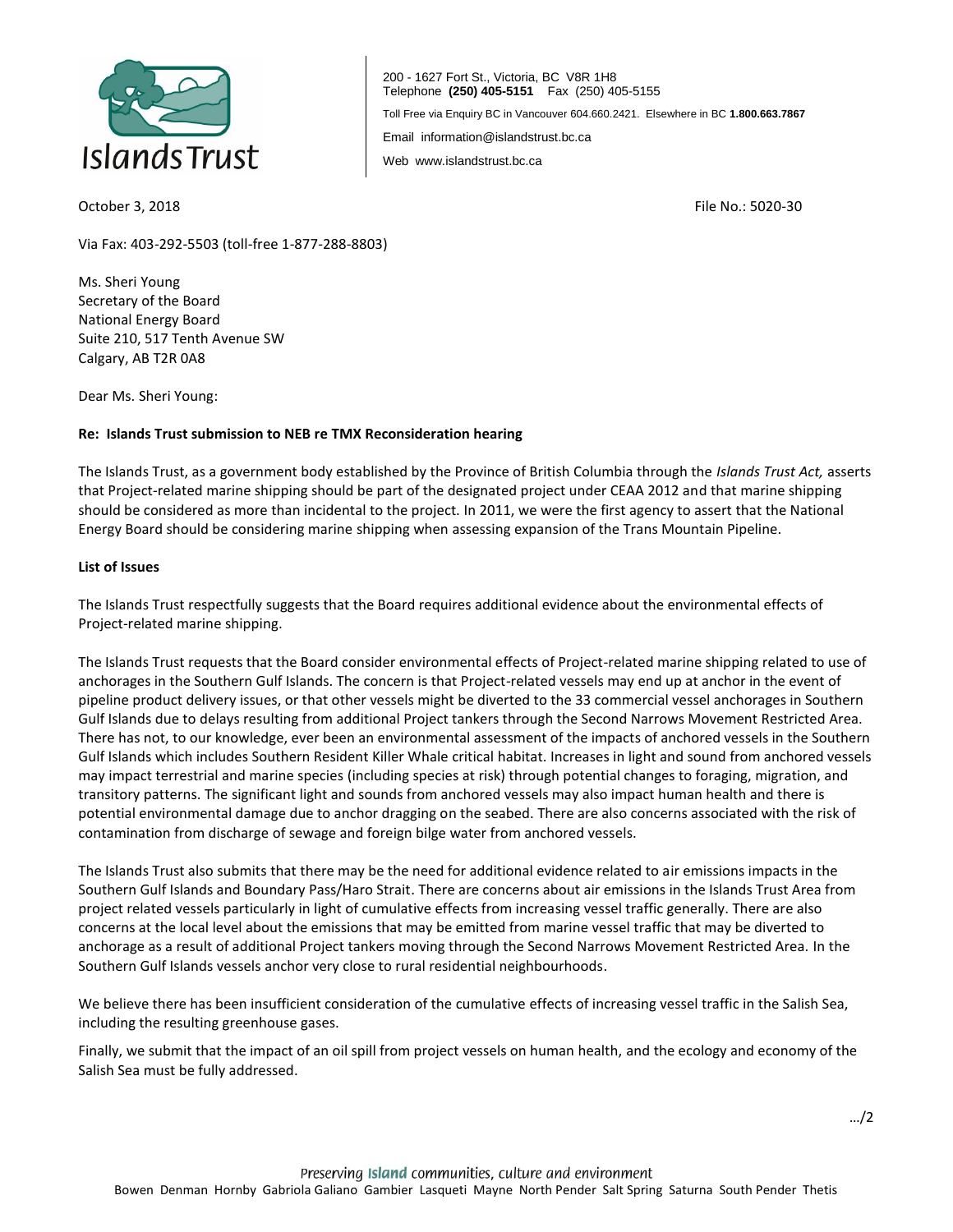Islands Trust

200 - 1627 Fort St., Victoria, BC V8R 1H8
Telephone **(250) 405-5151** Fax (250) 405-5155
Toll Free via Enquiry BC in Vancouver 604.660.2421. Elsewhere in BC **1.800.663.7867**
Email information@islandstrust.bc.ca
Web www.islandstrust.bc.ca

October 3, 2018 File No.: 5020-30

Via Fax: 403-292-5503 (toll-free 1-877-288-8803)

Ms. Sheri Young
Secretary of the Board
National Energy Board
Suite 210, 517 Tenth Avenue SW
Calgary, AB T2R 0A8

Dear Ms. Sheri Young:

**Re: Islands Trust submission to NEB re TMX Reconsideration hearing**

The Islands Trust, as a government body established by the Province of British Columbia through the *Islands Trust Act,* asserts that Project-related marine shipping should be part of the designated project under CEAA 2012 and that marine shipping should be considered as more than incidental to the project. In 2011, we were the first agency to assert that the National Energy Board should be considering marine shipping when assessing expansion of the Trans Mountain Pipeline.

**List of Issues**

The Islands Trust respectfully suggests that the Board requires additional evidence about the environmental effects of Project-related marine shipping.

The Islands Trust requests that the Board consider environmental effects of Project-related marine shipping related to use of anchorages in the Southern Gulf Islands. The concern is that Project-related vessels may end up at anchor in the event of pipeline product delivery issues, or that other vessels might be diverted to the 33 commercial vessel anchorages in Southern Gulf Islands due to delays resulting from additional Project tankers through the Second Narrows Movement Restricted Area. There has not, to our knowledge, ever been an environmental assessment of the impacts of anchored vessels in the Southern Gulf Islands which includes Southern Resident Killer Whale critical habitat. Increases in light and sound from anchored vessels may impact terrestrial and marine species (including species at risk) through potential changes to foraging, migration, and transitory patterns. The significant light and sounds from anchored vessels may also impact human health and there is potential environmental damage due to anchor dragging on the seabed. There are also concerns associated with the risk of contamination from discharge of sewage and foreign bilge water from anchored vessels.

The Islands Trust also submits that there may be the need for additional evidence related to air emissions impacts in the Southern Gulf Islands and Boundary Pass/Haro Strait. There are concerns about air emissions in the Islands Trust Area from project related vessels particularly in light of cumulative effects from increasing vessel traffic generally. There are also concerns at the local level about the emissions that may be emitted from marine vessel traffic that may be diverted to anchorage as a result of additional Project tankers moving through the Second Narrows Movement Restricted Area. In the Southern Gulf Islands vessels anchor very close to rural residential neighbourhoods.

We believe there has been insufficient consideration of the cumulative effects of increasing vessel traffic in the Salish Sea, including the resulting greenhouse gases.

Finally, we submit that the impact of an oil spill from project vessels on human health, and the ecology and economy of the Salish Sea must be fully addressed.

…/2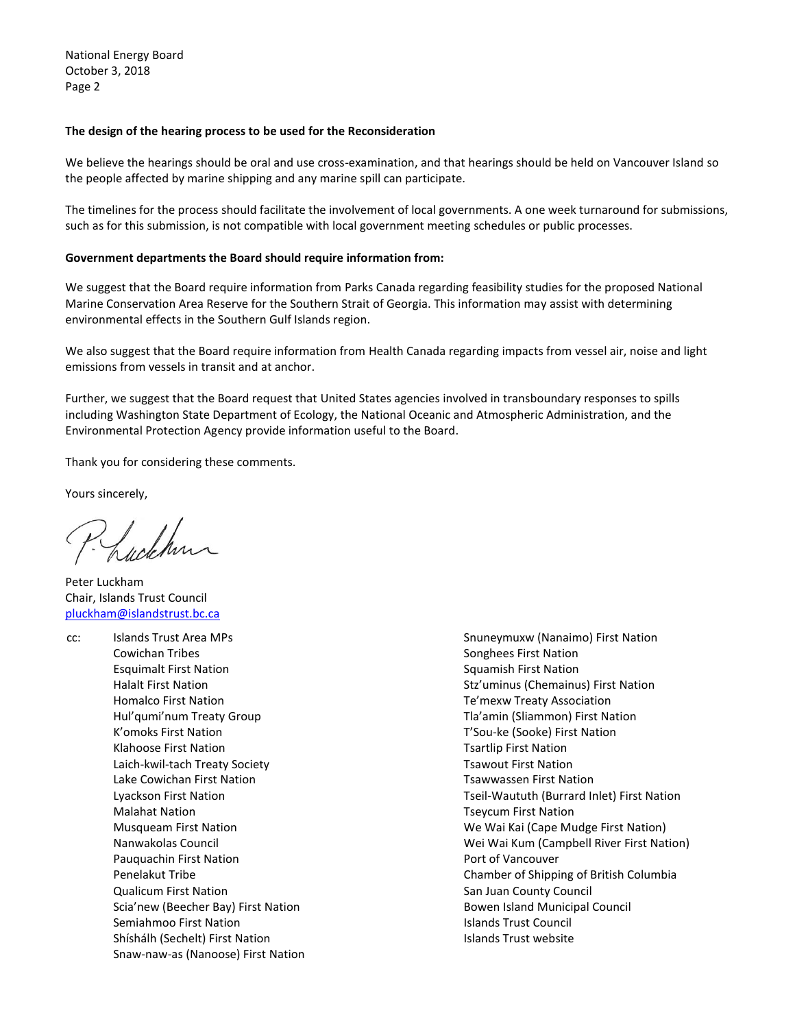**The design of the hearing process to be used for the Reconsideration**

We believe the hearings should be oral and use cross-examination, and that hearings should be held on Vancouver Island so the people affected by marine shipping and any marine spill can participate.

The timelines for the process should facilitate the involvement of local governments. A one week turnaround for submissions, such as for this submission, is not compatible with local government meeting schedules or public processes.

**Government departments the Board should require information from:**

We suggest that the Board require information from Parks Canada regarding feasibility studies for the proposed National Marine Conservation Area Reserve for the Southern Strait of Georgia. This information may assist with determining environmental effects in the Southern Gulf Islands region.

We also suggest that the Board require information from Health Canada regarding impacts from vessel air, noise and light emissions from vessels in transit and at anchor.

Further, we suggest that the Board request that United States agencies involved in transboundary responses to spills including Washington State Department of Ecology, the National Oceanic and Atmospheric Administration, and the Environmental Protection Agency provide information useful to the Board.

Thank you for considering these comments.

Yours sincerely,

P. Luckham

Peter Luckham
Chair, Islands Trust Council
pluckham@islandstrust.bc.ca

cc:
- Islands Trust Area MPs
- Cowichan Tribes
- Esquimalt First Nation
- Halalt First Nation
- Homalco First Nation
- Hul'qumi'num Treaty Group
- K'omoks First Nation
- Klahoose First Nation
- Laich-kwil-tach Treaty Society
- Lake Cowichan First Nation
- Lyackson First Nation
- Malahat Nation
- Musqueam First Nation
- Nanwakolas Council
- Pauquachin First Nation
- Penelakut Tribe
- Qualicum First Nation
- Scia'new (Beecher Bay) First Nation
- Semiahmoo First Nation
- Shíshálh (Sechelt) First Nation
- Snaw-naw-as (Nanoose) First Nation
- Snuneymuxw (Nanaimo) First Nation
- Songhees First Nation
- Squamish First Nation
- Stz'uminus (Chemainus) First Nation
- Te'mexw Treaty Association
- Tla'amin (Sliammon) First Nation
- T'Sou-ke (Sooke) First Nation
- Tsartlip First Nation
- Tsawout First Nation
- Tsawwassen First Nation
- Tseil-Waututh (Burrard Inlet) First Nation
- Tseycum First Nation
- We Wai Kai (Cape Mudge First Nation)
- Wei Wai Kum (Campbell River First Nation)
- Port of Vancouver
- Chamber of Shipping of British Columbia
- San Juan County Council
- Bowen Island Municipal Council
- Islands Trust Council
- Islands Trust website